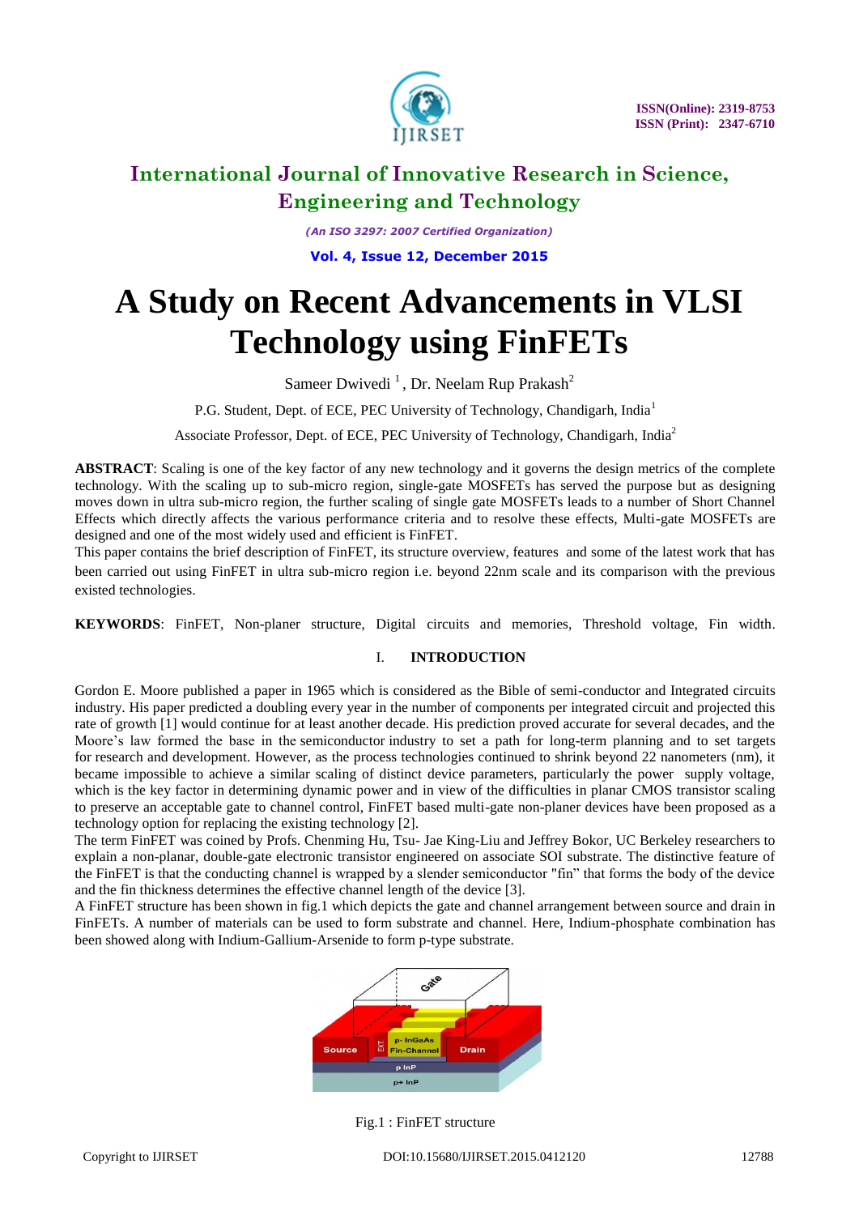# A Study on Recent Advancements in VLSI Technology using FinFETs

Sameer Dwivedi [1], Dr. Neelam Rup Prakash[2]

P.G. Student, Dept. of ECE, PEC University of Technology, Chandigarh, India[1]

Associate Professor, Dept. of ECE, PEC University of Technology, Chandigarh, India[2]

**ABSTRACT**: Scaling is one of the key factor of any new technology and it governs the design metrics of the complete technology. With the scaling up to sub-micro region, single-gate MOSFETs has served the purpose but as designing moves down in ultra sub-micro region, the further scaling of single gate MOSFETs leads to a number of Short Channel Effects which directly affects the various performance criteria and to resolve these effects, Multi-gate MOSFETs are designed and one of the most widely used and efficient is FinFET.

This paper contains the brief description of FinFET, its structure overview, features and some of the latest work that has been carried out using FinFET in ultra sub-micro region i.e. beyond 22nm scale and its comparison with the previous existed technologies.

**KEYWORDS**: FinFET, Non-planer structure, Digital circuits and memories, Threshold voltage, Fin width.

## I. INTRODUCTION

Gordon E. Moore published a paper in 1965 which is considered as the Bible of semi-conductor and Integrated circuits industry. His paper predicted a doubling every year in the number of components per integrated circuit and projected this rate of growth [1] would continue for at least another decade. His prediction proved accurate for several decades, and the Moore's law formed the base in the semiconductor industry to set a path for long-term planning and to set targets for research and development. However, as the process technologies continued to shrink beyond 22 nanometers (nm), it became impossible to achieve a similar scaling of distinct device parameters, particularly the power supply voltage, which is the key factor in determining dynamic power and in view of the difficulties in planar CMOS transistor scaling to preserve an acceptable gate to channel control, FinFET based multi-gate non-planer devices have been proposed as a technology option for replacing the existing technology [2].

The term FinFET was coined by Profs. Chenming Hu, Tsu- Jae King-Liu and Jeffrey Bokor, UC Berkeley researchers to explain a non-planar, double-gate electronic transistor engineered on associate SOI substrate. The distinctive feature of the FinFET is that the conducting channel is wrapped by a slender semiconductor "fin" that forms the body of the device and the fin thickness determines the effective channel length of the device [3].

A FinFET structure has been shown in fig.1 which depicts the gate and channel arrangement between source and drain in FinFETs. A number of materials can be used to form substrate and channel. Here, Indium-phosphate combination has been showed along with Indium-Gallium-Arsenide to form p-type substrate.

Fig.1 : FinFET structure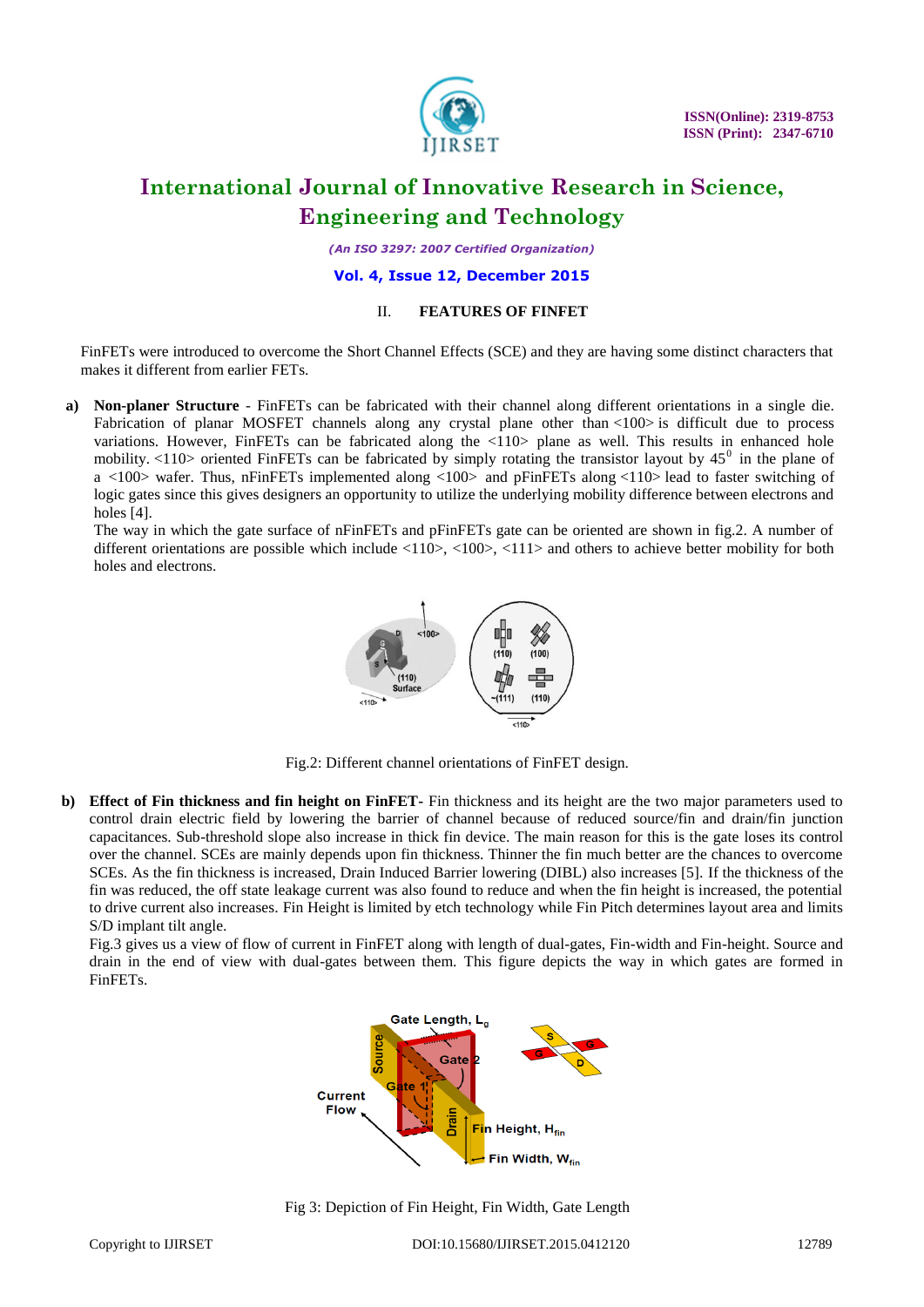## II. FEATURES OF FINFET

FinFETs were introduced to overcome the Short Channel Effects (SCE) and they are having some distinct characters that makes it different from earlier FETs.

**a) Non-planer Structure** - FinFETs can be fabricated with their channel along different orientations in a single die. Fabrication of planar MOSFET channels along any crystal plane other than <100> is difficult due to process variations. However, FinFETs can be fabricated along the <110> plane as well. This results in enhanced hole mobility. <110> oriented FinFETs can be fabricated by simply rotating the transistor layout by $45^0$ in the plane of a <100> wafer. Thus, nFinFETs implemented along <100> and pFinFETs along <110> lead to faster switching of logic gates since this gives designers an opportunity to utilize the underlying mobility difference between electrons and holes [4].

The way in which the gate surface of nFinFETs and pFinFETs gate can be oriented are shown in fig.2. A number of different orientations are possible which include <110>, <100>, <111> and others to achieve better mobility for both holes and electrons.

Fig.2: Different channel orientations of FinFET design.

**b) Effect of Fin thickness and fin height on FinFET**- Fin thickness and its height are the two major parameters used to control drain electric field by lowering the barrier of channel because of reduced source/fin and drain/fin junction capacitances. Sub-threshold slope also increase in thick fin device. The main reason for this is the gate loses its control over the channel. SCEs are mainly depends upon fin thickness. Thinner the fin much better are the chances to overcome SCEs. As the fin thickness is increased, Drain Induced Barrier lowering (DIBL) also increases [5]. If the thickness of the fin was reduced, the off state leakage current was also found to reduce and when the fin height is increased, the potential to drive current also increases. Fin Height is limited by etch technology while Fin Pitch determines layout area and limits S/D implant tilt angle.

Fig.3 gives us a view of flow of current in FinFET along with length of dual-gates, Fin-width and Fin-height. Source and drain in the end of view with dual-gates between them. This figure depicts the way in which gates are formed in FinFETs.

Fig 3: Depiction of Fin Height, Fin Width, Gate Length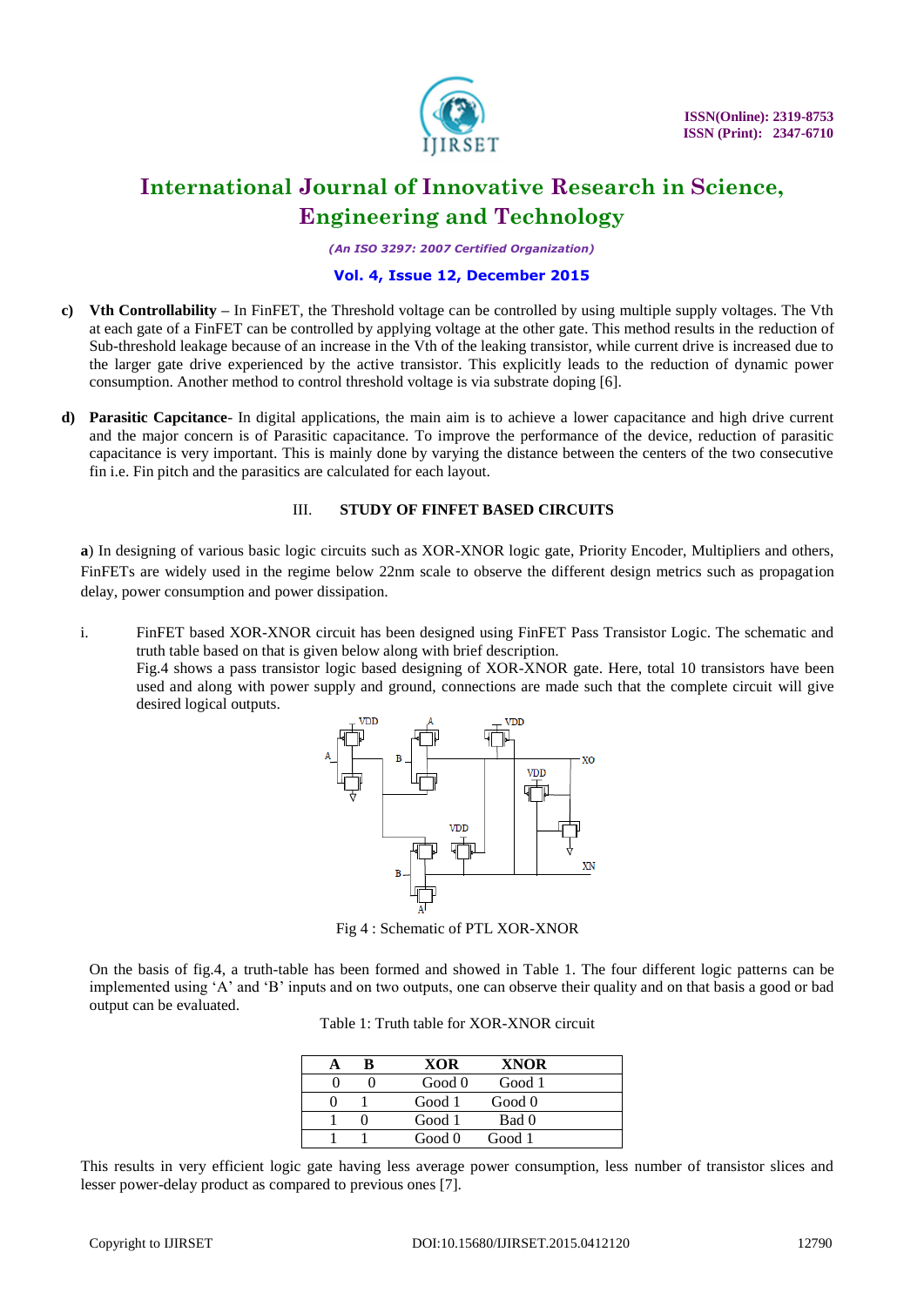c) **Vth Controllability –** In FinFET, the Threshold voltage can be controlled by using multiple supply voltages. The Vth at each gate of a FinFET can be controlled by applying voltage at the other gate. This method results in the reduction of Sub-threshold leakage because of an increase in the Vth of the leaking transistor, while current drive is increased due to the larger gate drive experienced by the active transistor. This explicitly leads to the reduction of dynamic power consumption. Another method to control threshold voltage is via substrate doping [6].

d) **Parasitic Capcitance**- In digital applications, the main aim is to achieve a lower capacitance and high drive current and the major concern is of Parasitic capacitance. To improve the performance of the device, reduction of parasitic capacitance is very important. This is mainly done by varying the distance between the centers of the two consecutive fin i.e. Fin pitch and the parasitics are calculated for each layout.

## III. STUDY OF FINFET BASED CIRCUITS

**a**) In designing of various basic logic circuits such as XOR-XNOR logic gate, Priority Encoder, Multipliers and others, FinFETs are widely used in the regime below 22nm scale to observe the different design metrics such as propagation delay, power consumption and power dissipation.

i. FinFET based XOR-XNOR circuit has been designed using FinFET Pass Transistor Logic. The schematic and truth table based on that is given below along with brief description.
Fig.4 shows a pass transistor logic based designing of XOR-XNOR gate. Here, total 10 transistors have been used and along with power supply and ground, connections are made such that the complete circuit will give desired logical outputs.

Fig 4 : Schematic of PTL XOR-XNOR

On the basis of fig.4, a truth-table has been formed and showed in Table 1. The four different logic patterns can be implemented using 'A' and 'B' inputs and on two outputs, one can observe their quality and on that basis a good or bad output can be evaluated.

Table 1: Truth table for XOR-XNOR circuit

| A | B | XOR | XNOR |
|---|---|---|---|
| 0 | 0 | Good 0 | Good 1 |
| 0 | 1 | Good 1 | Good 0 |
| 1 | 0 | Good 1 | Bad 0 |
| 1 | 1 | Good 0 | Good 1 |

This results in very efficient logic gate having less average power consumption, less number of transistor slices and lesser power-delay product as compared to previous ones [7].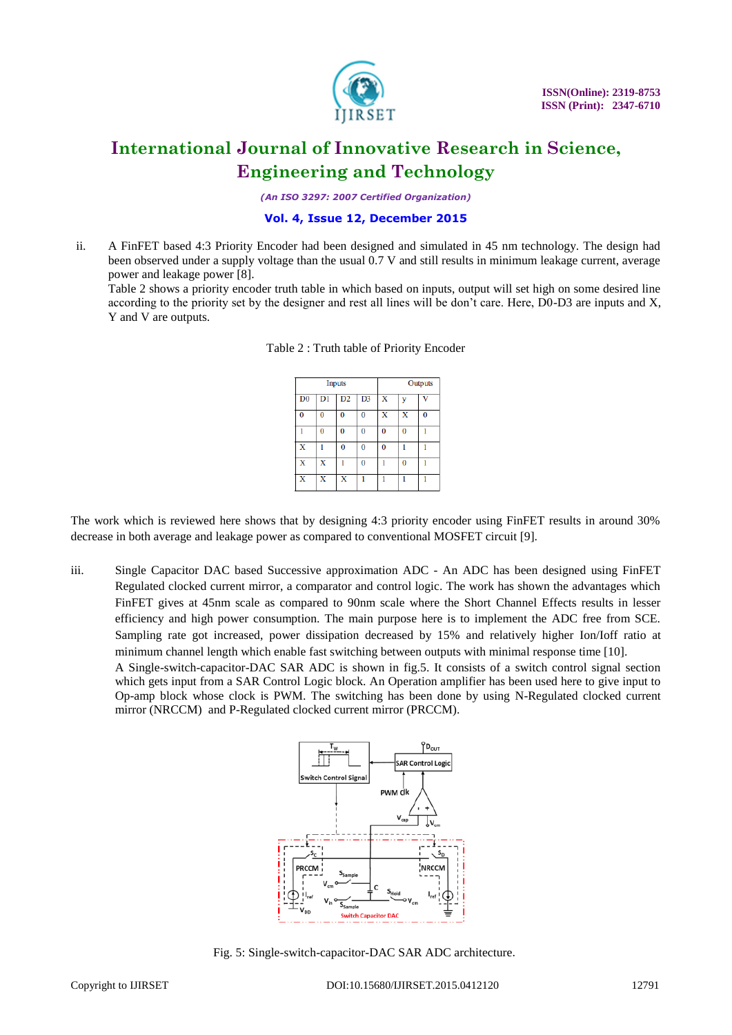ii. A FinFET based 4:3 Priority Encoder had been designed and simulated in 45 nm technology. The design had been observed under a supply voltage than the usual 0.7 V and still results in minimum leakage current, average power and leakage power [8].
Table 2 shows a priority encoder truth table in which based on inputs, output will set high on some desired line according to the priority set by the designer and rest all lines will be don't care. Here, D0-D3 are inputs and X, Y and V are outputs.

Table 2 : Truth table of Priority Encoder

| Inputs | | | | Outputs | | |
|---|---|---|---|---|---|---|
| D0 | D1 | D2 | D3 | X | y | V |
| 0 | 0 | 0 | 0 | X | X | 0 |
| 1 | 0 | 0 | 0 | 0 | 0 | 1 |
| X | 1 | 0 | 0 | 0 | 1 | 1 |
| X | X | 1 | 0 | 1 | 0 | 1 |
| X | X | X | 1 | 1 | 1 | 1 |

The work which is reviewed here shows that by designing 4:3 priority encoder using FinFET results in around 30% decrease in both average and leakage power as compared to conventional MOSFET circuit [9].

iii. Single Capacitor DAC based Successive approximation ADC - An ADC has been designed using FinFET Regulated clocked current mirror, a comparator and control logic. The work has shown the advantages which FinFET gives at 45nm scale as compared to 90nm scale where the Short Channel Effects results in lesser efficiency and high power consumption. The main purpose here is to implement the ADC free from SCE. Sampling rate got increased, power dissipation decreased by 15% and relatively higher Ion/Ioff ratio at minimum channel length which enable fast switching between outputs with minimal response time [10].
A Single-switch-capacitor-DAC SAR ADC is shown in fig.5. It consists of a switch control signal section which gets input from a SAR Control Logic block. An Operation amplifier has been used here to give input to Op-amp block whose clock is PWM. The switching has been done by using N-Regulated clocked current mirror (NRCCM) and P-Regulated clocked current mirror (PRCCM).

Fig. 5: Single-switch-capacitor-DAC SAR ADC architecture.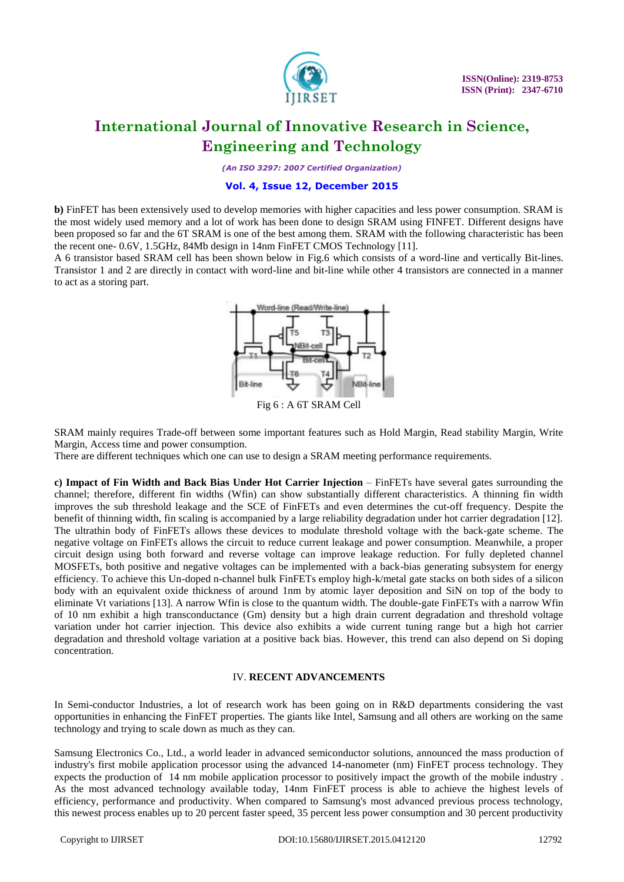**b)** FinFET has been extensively used to develop memories with higher capacities and less power consumption. SRAM is the most widely used memory and a lot of work has been done to design SRAM using FINFET. Different designs have been proposed so far and the 6T SRAM is one of the best among them. SRAM with the following characteristic has been the recent one- 0.6V, 1.5GHz, 84Mb design in 14nm FinFET CMOS Technology [11].

A 6 transistor based SRAM cell has been shown below in Fig.6 which consists of a word-line and vertically Bit-lines. Transistor 1 and 2 are directly in contact with word-line and bit-line while other 4 transistors are connected in a manner to act as a storing part.

Fig 6 : A 6T SRAM Cell

SRAM mainly requires Trade-off between some important features such as Hold Margin, Read stability Margin, Write Margin, Access time and power consumption.

There are different techniques which one can use to design a SRAM meeting performance requirements.

**c) Impact of Fin Width and Back Bias Under Hot Carrier Injection** – FinFETs have several gates surrounding the channel; therefore, different fin widths (Wfin) can show substantially different characteristics. A thinning fin width improves the sub threshold leakage and the SCE of FinFETs and even determines the cut-off frequency. Despite the benefit of thinning width, fin scaling is accompanied by a large reliability degradation under hot carrier degradation [12]. The ultrathin body of FinFETs allows these devices to modulate threshold voltage with the back-gate scheme. The negative voltage on FinFETs allows the circuit to reduce current leakage and power consumption. Meanwhile, a proper circuit design using both forward and reverse voltage can improve leakage reduction. For fully depleted channel MOSFETs, both positive and negative voltages can be implemented with a back-bias generating subsystem for energy efficiency. To achieve this Un-doped n-channel bulk FinFETs employ high-k/metal gate stacks on both sides of a silicon body with an equivalent oxide thickness of around 1nm by atomic layer deposition and SiN on top of the body to eliminate Vt variations [13]. A narrow Wfin is close to the quantum width. The double-gate FinFETs with a narrow Wfin of 10 nm exhibit a high transconductance (Gm) density but a high drain current degradation and threshold voltage variation under hot carrier injection. This device also exhibits a wide current tuning range but a high hot carrier degradation and threshold voltage variation at a positive back bias. However, this trend can also depend on Si doping concentration.

## IV. RECENT ADVANCEMENTS

In Semi-conductor Industries, a lot of research work has been going on in R&D departments considering the vast opportunities in enhancing the FinFET properties. The giants like Intel, Samsung and all others are working on the same technology and trying to scale down as much as they can.

Samsung Electronics Co., Ltd., a world leader in advanced semiconductor solutions, announced the mass production of industry's first mobile application processor using the advanced 14-nanometer (nm) FinFET process technology. They expects the production of 14 nm mobile application processor to positively impact the growth of the mobile industry . As the most advanced technology available today, 14nm FinFET process is able to achieve the highest levels of efficiency, performance and productivity. When compared to Samsung's most advanced previous process technology, this newest process enables up to 20 percent faster speed, 35 percent less power consumption and 30 percent productivity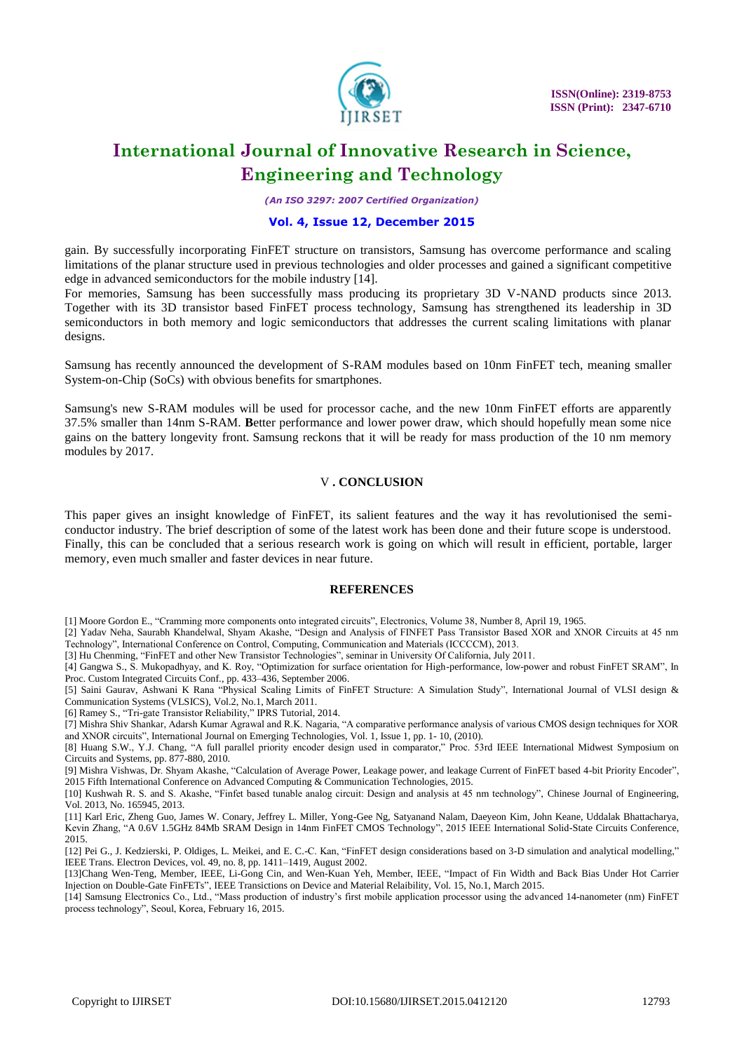gain. By successfully incorporating FinFET structure on transistors, Samsung has overcome performance and scaling limitations of the planar structure used in previous technologies and older processes and gained a significant competitive edge in advanced semiconductors for the mobile industry [14].

For memories, Samsung has been successfully mass producing its proprietary 3D V-NAND products since 2013. Together with its 3D transistor based FinFET process technology, Samsung has strengthened its leadership in 3D semiconductors in both memory and logic semiconductors that addresses the current scaling limitations with planar designs.

Samsung has recently announced the development of S-RAM modules based on 10nm FinFET tech, meaning smaller System-on-Chip (SoCs) with obvious benefits for smartphones.

Samsung's new S-RAM modules will be used for processor cache, and the new 10nm FinFET efforts are apparently 37.5% smaller than 14nm S-RAM. **B**etter performance and lower power draw, which should hopefully mean some nice gains on the battery longevity front. Samsung reckons that it will be ready for mass production of the 10 nm memory modules by 2017.

## V . CONCLUSION

This paper gives an insight knowledge of FinFET, its salient features and the way it has revolutionised the semi-conductor industry. The brief description of some of the latest work has been done and their future scope is understood. Finally, this can be concluded that a serious research work is going on which will result in efficient, portable, larger memory, even much smaller and faster devices in near future.

## REFERENCES

[1] Moore Gordon E., “Cramming more components onto integrated circuits”, Electronics, Volume 38, Number 8, April 19, 1965.

[2] Yadav Neha, Saurabh Khandelwal, Shyam Akashe, “Design and Analysis of FINFET Pass Transistor Based XOR and XNOR Circuits at 45 nm Technology”, International Conference on Control, Computing, Communication and Materials (ICCCCM), 2013.

[3] Hu Chenming, “FinFET and other New Transistor Technologies”, seminar in University Of California, July 2011.

[4] Gangwa S., S. Mukopadhyay, and K. Roy, “Optimization for surface orientation for High-performance, low-power and robust FinFET SRAM”, In Proc. Custom Integrated Circuits Conf., pp. 433–436, September 2006.

[5] Saini Gaurav, Ashwani K Rana “Physical Scaling Limits of FinFET Structure: A Simulation Study”, International Journal of VLSI design & Communication Systems (VLSICS), Vol.2, No.1, March 2011.

[6] Ramey S., “Tri-gate Transistor Reliability,” IPRS Tutorial, 2014.

[7] Mishra Shiv Shankar, Adarsh Kumar Agrawal and R.K. Nagaria, “A comparative performance analysis of various CMOS design techniques for XOR and XNOR circuits”, International Journal on Emerging Technologies, Vol. 1, Issue 1, pp. 1- 10, (2010).

[8] Huang S.W., Y.J. Chang, “A full parallel priority encoder design used in comparator,” Proc. 53rd IEEE International Midwest Symposium on Circuits and Systems, pp. 877-880, 2010.

[9] Mishra Vishwas, Dr. Shyam Akashe, “Calculation of Average Power, Leakage power, and leakage Current of FinFET based 4-bit Priority Encoder”, 2015 Fifth International Conference on Advanced Computing & Communication Technologies, 2015.

[10] Kushwah R. S. and S. Akashe, “Finfet based tunable analog circuit: Design and analysis at 45 nm technology”, Chinese Journal of Engineering, Vol. 2013, No. 165945, 2013.

[11] Karl Eric, Zheng Guo, James W. Conary, Jeffrey L. Miller, Yong-Gee Ng, Satyanand Nalam, Daeyeon Kim, John Keane, Uddalak Bhattacharya, Kevin Zhang, “A 0.6V 1.5GHz 84Mb SRAM Design in 14nm FinFET CMOS Technology”, 2015 IEEE International Solid-State Circuits Conference, 2015.

[12] Pei G., J. Kedzierski, P. Oldiges, L. Meikei, and E. C.-C. Kan, “FinFET design considerations based on 3-D simulation and analytical modelling,” IEEE Trans. Electron Devices, vol. 49, no. 8, pp. 1411–1419, August 2002.

[13]Chang Wen-Teng, Member, IEEE, Li-Gong Cin, and Wen-Kuan Yeh, Member, IEEE, “Impact of Fin Width and Back Bias Under Hot Carrier Injection on Double-Gate FinFETs”, IEEE Transactions on Device and Material Relaibility, Vol. 15, No.1, March 2015.

[14] Samsung Electronics Co., Ltd., “Mass production of industry’s first mobile application processor using the advanced 14-nanometer (nm) FinFET process technology”, Seoul, Korea, February 16, 2015.